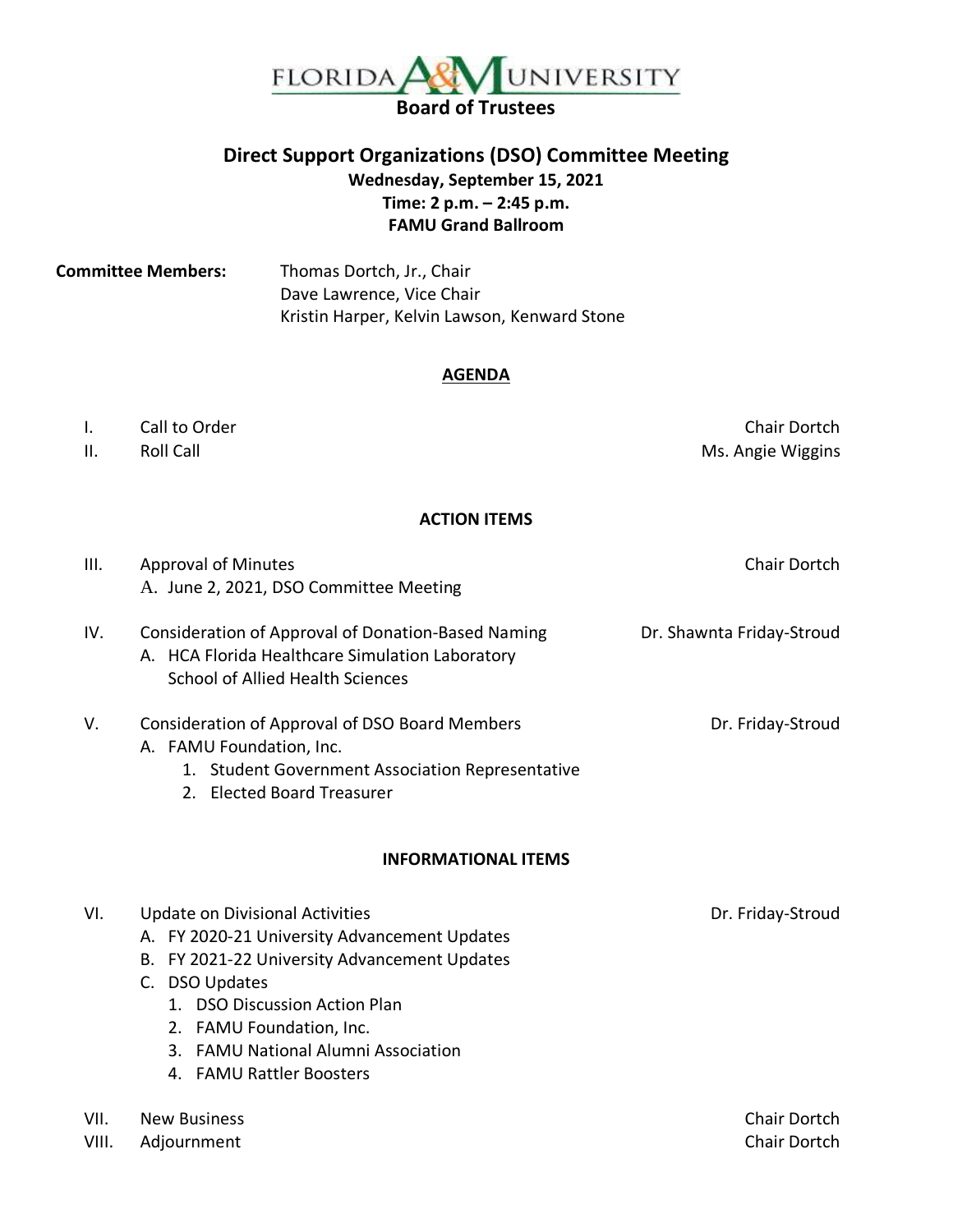# FLORIDA A&M UNIVERSITY

## Board of Trustees

## Direct Support Organizations (DSO) Committee Meeting

**Wednesday, September 15, 2021**
**Time: 2 p.m. – 2:45 p.m.**
**FAMU Grand Ballroom**

**Committee Members:** Thomas Dortch, Jr., Chair
Dave Lawrence, Vice Chair
Kristin Harper, Kelvin Lawson, Kenward Stone

### AGENDA

I. Call to Order — Chair Dortch

II. Roll Call — Ms. Angie Wiggins

### ACTION ITEMS

III. Approval of Minutes — Chair Dortch
   A. June 2, 2021, DSO Committee Meeting

IV. Consideration of Approval of Donation-Based Naming — Dr. Shawnta Friday-Stroud
   A. HCA Florida Healthcare Simulation Laboratory
      School of Allied Health Sciences

V. Consideration of Approval of DSO Board Members — Dr. Friday-Stroud
   A. FAMU Foundation, Inc.
      1. Student Government Association Representative
      2. Elected Board Treasurer

### INFORMATIONAL ITEMS

VI. Update on Divisional Activities — Dr. Friday-Stroud
   A. FY 2020-21 University Advancement Updates
   B. FY 2021-22 University Advancement Updates
   C. DSO Updates
      1. DSO Discussion Action Plan
      2. FAMU Foundation, Inc.
      3. FAMU National Alumni Association
      4. FAMU Rattler Boosters

VII. New Business — Chair Dortch

VIII. Adjournment — Chair Dortch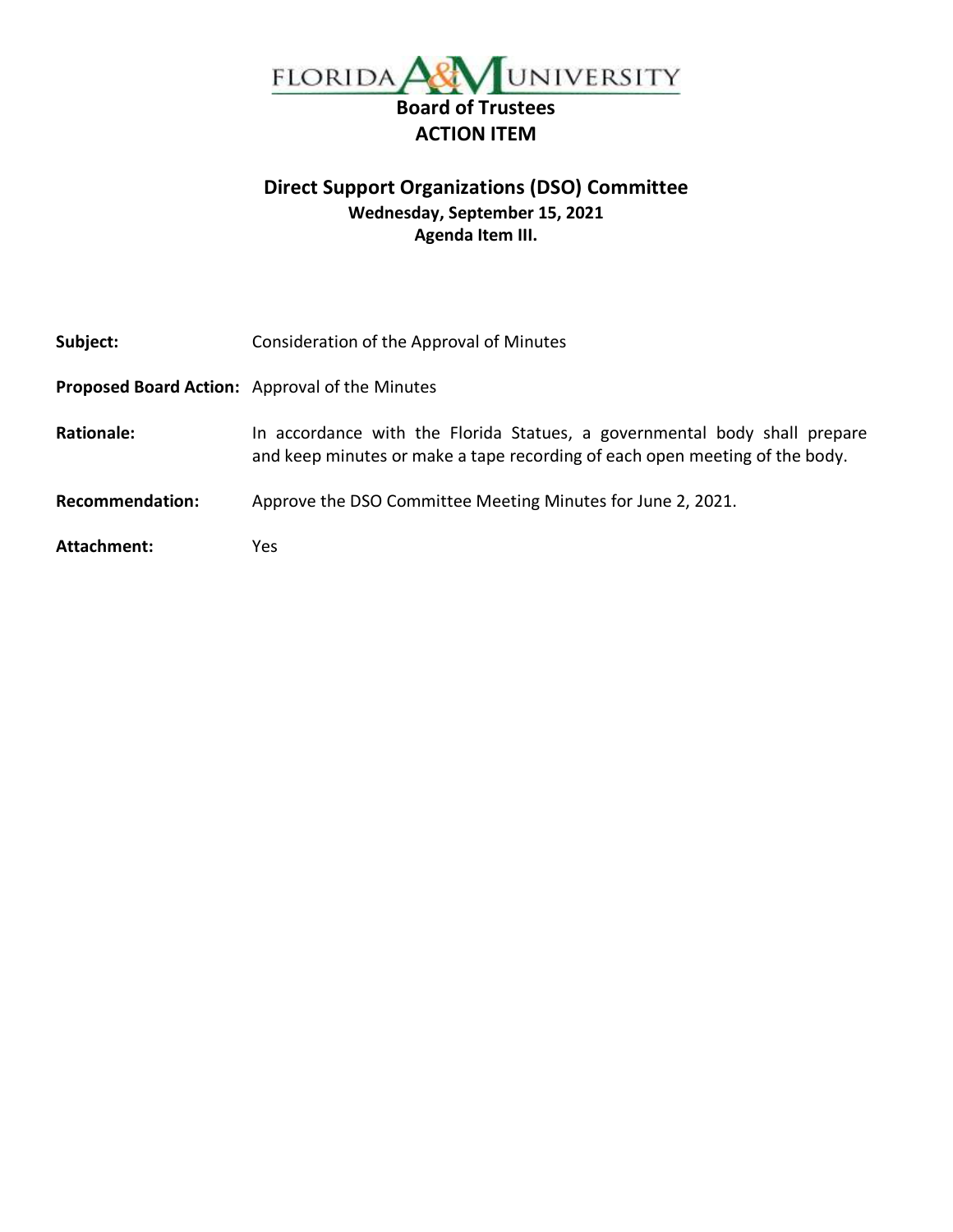# FLORIDA A&M UNIVERSITY

## Board of Trustees
## ACTION ITEM

### Direct Support Organizations (DSO) Committee

**Wednesday, September 15, 2021**
**Agenda Item III.**

**Subject:** Consideration of the Approval of Minutes

**Proposed Board Action:** Approval of the Minutes

**Rationale:** In accordance with the Florida Statues, a governmental body shall prepare and keep minutes or make a tape recording of each open meeting of the body.

**Recommendation:** Approve the DSO Committee Meeting Minutes for June 2, 2021.

**Attachment:** Yes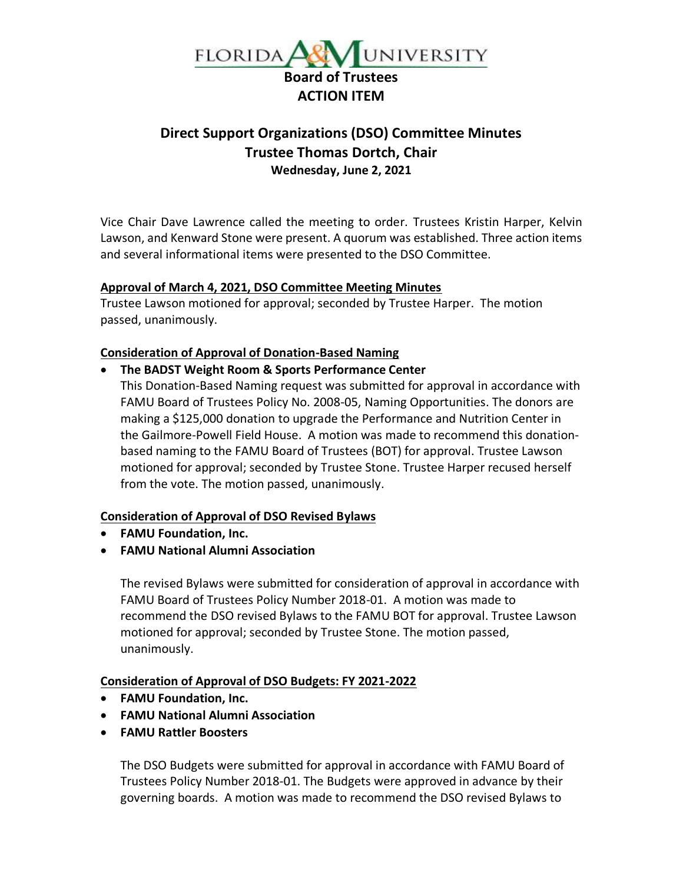FLORIDA A&M UNIVERSITY

**Board of Trustees**
**ACTION ITEM**

## Direct Support Organizations (DSO) Committee Minutes
## Trustee Thomas Dortch, Chair
### Wednesday, June 2, 2021

Vice Chair Dave Lawrence called the meeting to order. Trustees Kristin Harper, Kelvin Lawson, and Kenward Stone were present. A quorum was established. Three action items and several informational items were presented to the DSO Committee.

**Approval of March 4, 2021, DSO Committee Meeting Minutes**
Trustee Lawson motioned for approval; seconded by Trustee Harper. The motion passed, unanimously.

**Consideration of Approval of Donation-Based Naming**

- **The BADST Weight Room & Sports Performance Center**
  This Donation-Based Naming request was submitted for approval in accordance with FAMU Board of Trustees Policy No. 2008-05, Naming Opportunities. The donors are making a $125,000 donation to upgrade the Performance and Nutrition Center in the Gailmore-Powell Field House. A motion was made to recommend this donation-based naming to the FAMU Board of Trustees (BOT) for approval. Trustee Lawson motioned for approval; seconded by Trustee Stone. Trustee Harper recused herself from the vote. The motion passed, unanimously.

**Consideration of Approval of DSO Revised Bylaws**

- **FAMU Foundation, Inc.**
- **FAMU National Alumni Association**

  The revised Bylaws were submitted for consideration of approval in accordance with FAMU Board of Trustees Policy Number 2018-01. A motion was made to recommend the DSO revised Bylaws to the FAMU BOT for approval. Trustee Lawson motioned for approval; seconded by Trustee Stone. The motion passed, unanimously.

**Consideration of Approval of DSO Budgets: FY 2021-2022**

- **FAMU Foundation, Inc.**
- **FAMU National Alumni Association**
- **FAMU Rattler Boosters**

  The DSO Budgets were submitted for approval in accordance with FAMU Board of Trustees Policy Number 2018-01. The Budgets were approved in advance by their governing boards. A motion was made to recommend the DSO revised Bylaws to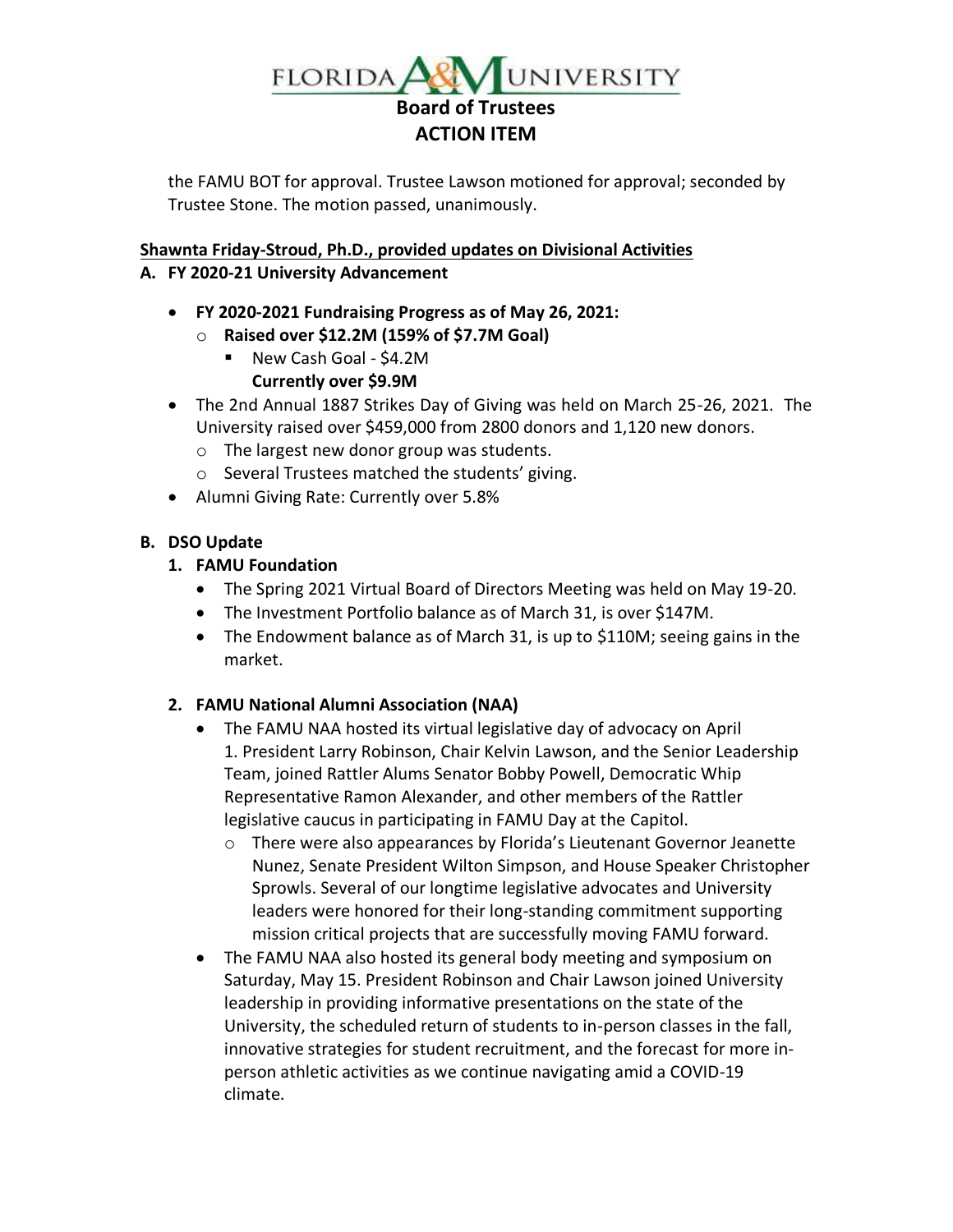the FAMU BOT for approval. Trustee Lawson motioned for approval; seconded by Trustee Stone. The motion passed, unanimously.

**Shawnta Friday-Stroud, Ph.D., provided updates on Divisional Activities**

**A. FY 2020-21 University Advancement**

- **FY 2020-2021 Fundraising Progress as of May 26, 2021:**
  - **Raised over $12.2M (159% of $7.7M Goal)**
    - New Cash Goal - $4.2M
      **Currently over $9.9M**
- The 2nd Annual 1887 Strikes Day of Giving was held on March 25-26, 2021. The University raised over $459,000 from 2800 donors and 1,120 new donors.
  - The largest new donor group was students.
  - Several Trustees matched the students' giving.
- Alumni Giving Rate: Currently over 5.8%

**B. DSO Update**

**1. FAMU Foundation**

- The Spring 2021 Virtual Board of Directors Meeting was held on May 19-20.
- The Investment Portfolio balance as of March 31, is over $147M.
- The Endowment balance as of March 31, is up to $110M; seeing gains in the market.

**2. FAMU National Alumni Association (NAA)**

- The FAMU NAA hosted its virtual legislative day of advocacy on April 1. President Larry Robinson, Chair Kelvin Lawson, and the Senior Leadership Team, joined Rattler Alums Senator Bobby Powell, Democratic Whip Representative Ramon Alexander, and other members of the Rattler legislative caucus in participating in FAMU Day at the Capitol.
  - There were also appearances by Florida's Lieutenant Governor Jeanette Nunez, Senate President Wilton Simpson, and House Speaker Christopher Sprowls. Several of our longtime legislative advocates and University leaders were honored for their long-standing commitment supporting mission critical projects that are successfully moving FAMU forward.
- The FAMU NAA also hosted its general body meeting and symposium on Saturday, May 15. President Robinson and Chair Lawson joined University leadership in providing informative presentations on the state of the University, the scheduled return of students to in-person classes in the fall, innovative strategies for student recruitment, and the forecast for more in-person athletic activities as we continue navigating amid a COVID-19 climate.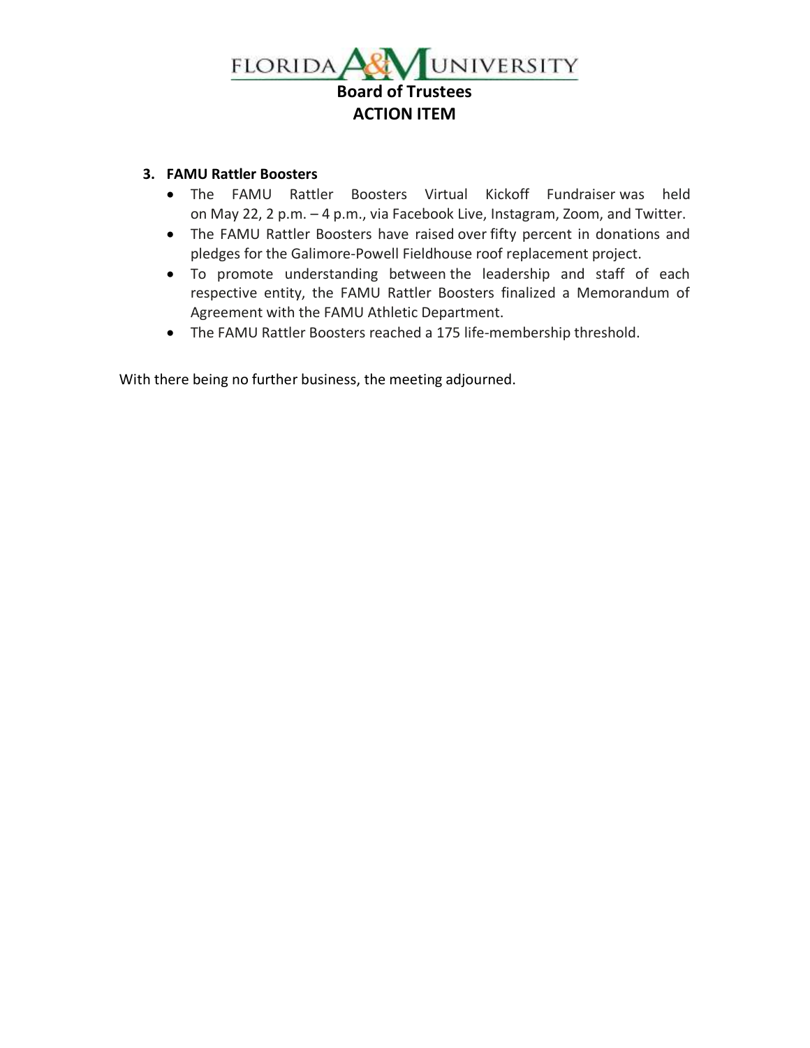3. **FAMU Rattler Boosters**
   - The FAMU Rattler Boosters Virtual Kickoff Fundraiser was held on May 22, 2 p.m. – 4 p.m., via Facebook Live, Instagram, Zoom, and Twitter.
   - The FAMU Rattler Boosters have raised over fifty percent in donations and pledges for the Galimore-Powell Fieldhouse roof replacement project.
   - To promote understanding between the leadership and staff of each respective entity, the FAMU Rattler Boosters finalized a Memorandum of Agreement with the FAMU Athletic Department.
   - The FAMU Rattler Boosters reached a 175 life-membership threshold.

With there being no further business, the meeting adjourned.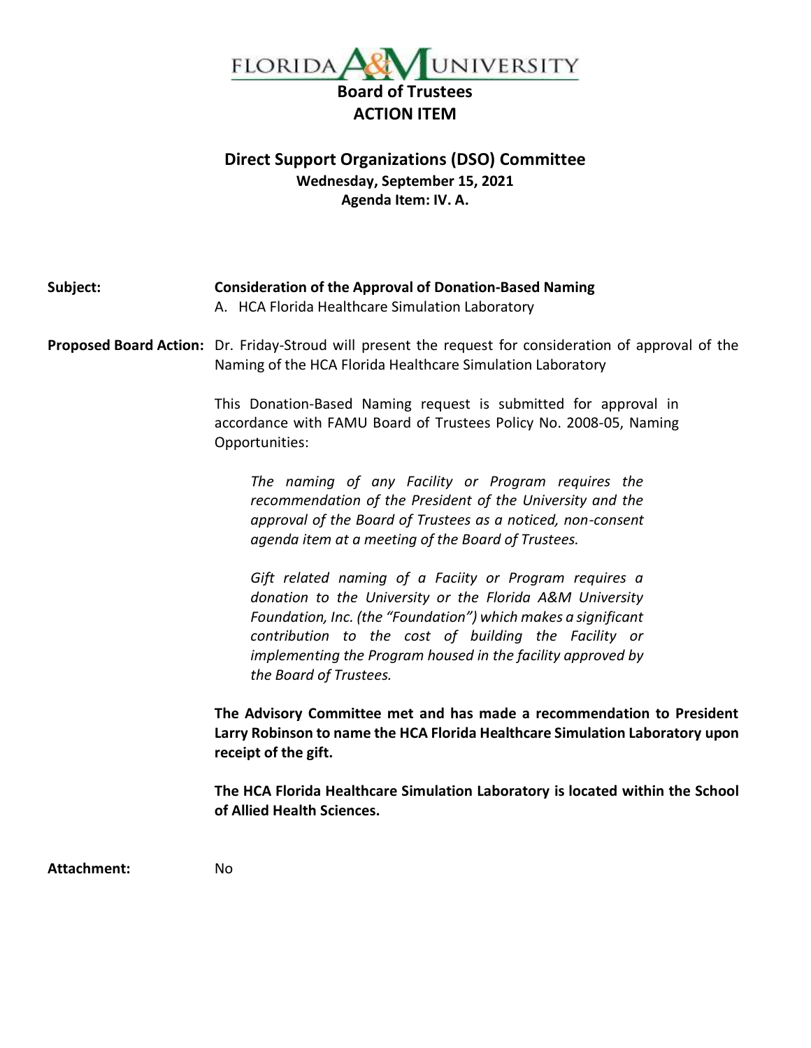FLORIDA A&M UNIVERSITY

# Board of Trustees
## ACTION ITEM

### Direct Support Organizations (DSO) Committee
**Wednesday, September 15, 2021**
**Agenda Item: IV. A.**

**Subject:** **Consideration of the Approval of Donation-Based Naming**
A. HCA Florida Healthcare Simulation Laboratory

**Proposed Board Action:** Dr. Friday-Stroud will present the request for consideration of approval of the Naming of the HCA Florida Healthcare Simulation Laboratory

This Donation-Based Naming request is submitted for approval in accordance with FAMU Board of Trustees Policy No. 2008-05, Naming Opportunities:

> *The naming of any Facility or Program requires the recommendation of the President of the University and the approval of the Board of Trustees as a noticed, non-consent agenda item at a meeting of the Board of Trustees.*
>
> *Gift related naming of a Faciity or Program requires a donation to the University or the Florida A&M University Foundation, Inc. (the "Foundation") which makes a significant contribution to the cost of building the Facility or implementing the Program housed in the facility approved by the Board of Trustees.*

**The Advisory Committee met and has made a recommendation to President Larry Robinson to name the HCA Florida Healthcare Simulation Laboratory upon receipt of the gift.**

**The HCA Florida Healthcare Simulation Laboratory is located within the School of Allied Health Sciences.**

**Attachment:** No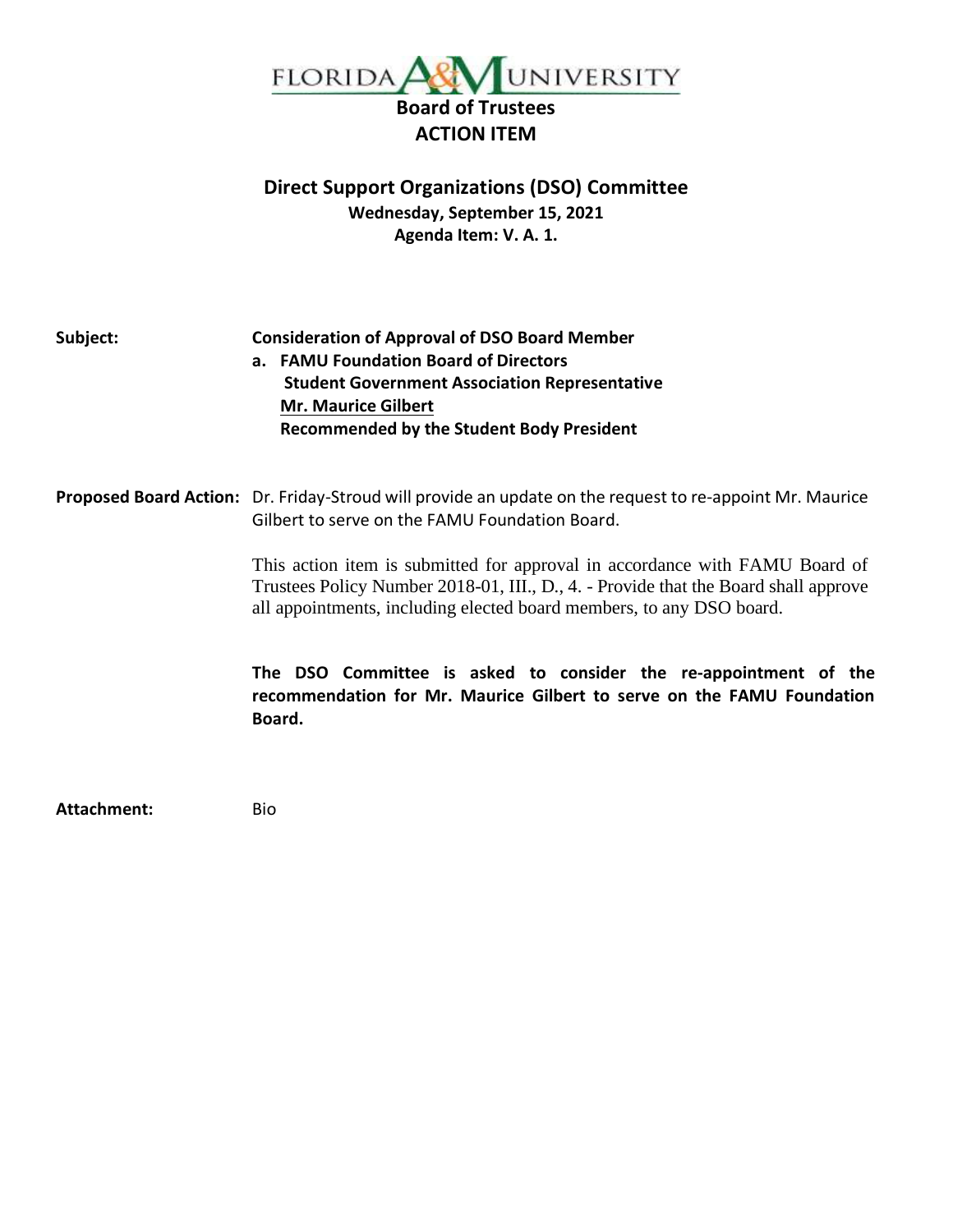FLORIDA A&M UNIVERSITY

# Board of Trustees
## ACTION ITEM

### Direct Support Organizations (DSO) Committee
**Wednesday, September 15, 2021**
**Agenda Item: V. A. 1.**

**Subject:** **Consideration of Approval of DSO Board Member**

**a. FAMU Foundation Board of Directors**
**Student Government Association Representative**
**<u>Mr. Maurice Gilbert</u>**
**Recommended by the Student Body President**

**Proposed Board Action:** Dr. Friday-Stroud will provide an update on the request to re-appoint Mr. Maurice Gilbert to serve on the FAMU Foundation Board.

This action item is submitted for approval in accordance with FAMU Board of Trustees Policy Number 2018-01, III., D., 4. - Provide that the Board shall approve all appointments, including elected board members, to any DSO board.

**The DSO Committee is asked to consider the re-appointment of the recommendation for Mr. Maurice Gilbert to serve on the FAMU Foundation Board.**

**Attachment:** Bio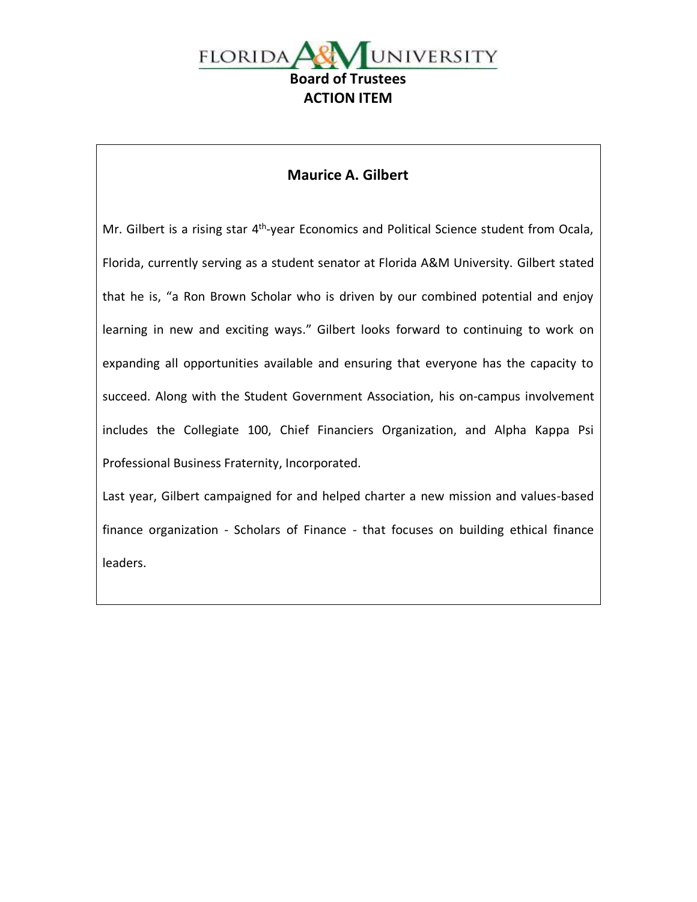FLORIDA A&M UNIVERSITY

**Board of Trustees**

**ACTION ITEM**

## Maurice A. Gilbert

Mr. Gilbert is a rising star 4th-year Economics and Political Science student from Ocala, Florida, currently serving as a student senator at Florida A&M University. Gilbert stated that he is, "a Ron Brown Scholar who is driven by our combined potential and enjoy learning in new and exciting ways." Gilbert looks forward to continuing to work on expanding all opportunities available and ensuring that everyone has the capacity to succeed. Along with the Student Government Association, his on-campus involvement includes the Collegiate 100, Chief Financiers Organization, and Alpha Kappa Psi Professional Business Fraternity, Incorporated.

Last year, Gilbert campaigned for and helped charter a new mission and values-based finance organization - Scholars of Finance - that focuses on building ethical finance leaders.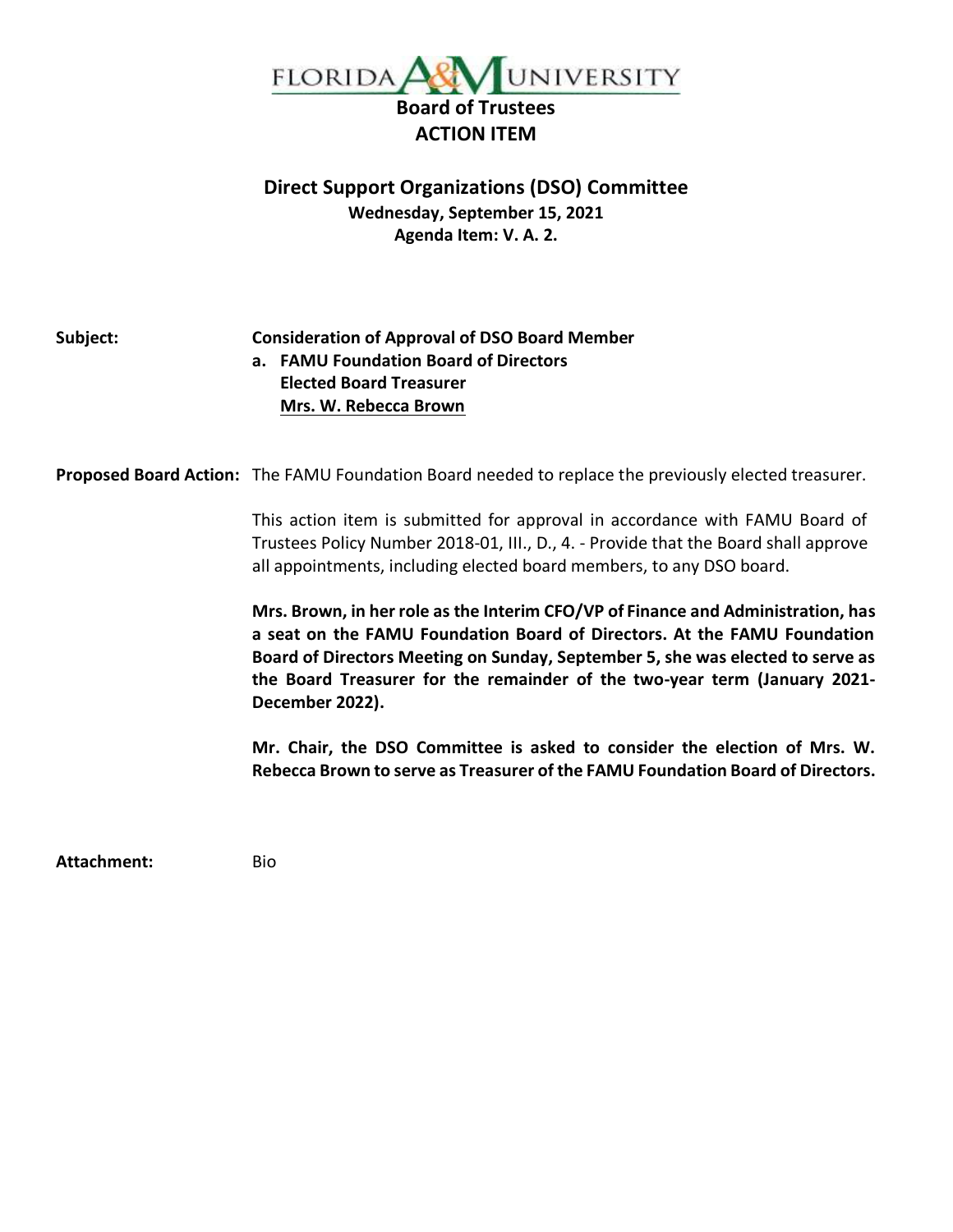# FLORIDA A&M UNIVERSITY

**Board of Trustees**

**ACTION ITEM**

## Direct Support Organizations (DSO) Committee

**Wednesday, September 15, 2021**

**Agenda Item: V. A. 2.**

**Subject:** **Consideration of Approval of DSO Board Member**

**a. FAMU Foundation Board of Directors**
**Elected Board Treasurer**
**Mrs. W. Rebecca Brown**

**Proposed Board Action:** The FAMU Foundation Board needed to replace the previously elected treasurer.

This action item is submitted for approval in accordance with FAMU Board of Trustees Policy Number 2018-01, III., D., 4. - Provide that the Board shall approve all appointments, including elected board members, to any DSO board.

**Mrs. Brown, in her role as the Interim CFO/VP of Finance and Administration, has a seat on the FAMU Foundation Board of Directors. At the FAMU Foundation Board of Directors Meeting on Sunday, September 5, she was elected to serve as the Board Treasurer for the remainder of the two-year term (January 2021-December 2022).**

**Mr. Chair, the DSO Committee is asked to consider the election of Mrs. W. Rebecca Brown to serve as Treasurer of the FAMU Foundation Board of Directors.**

**Attachment:** Bio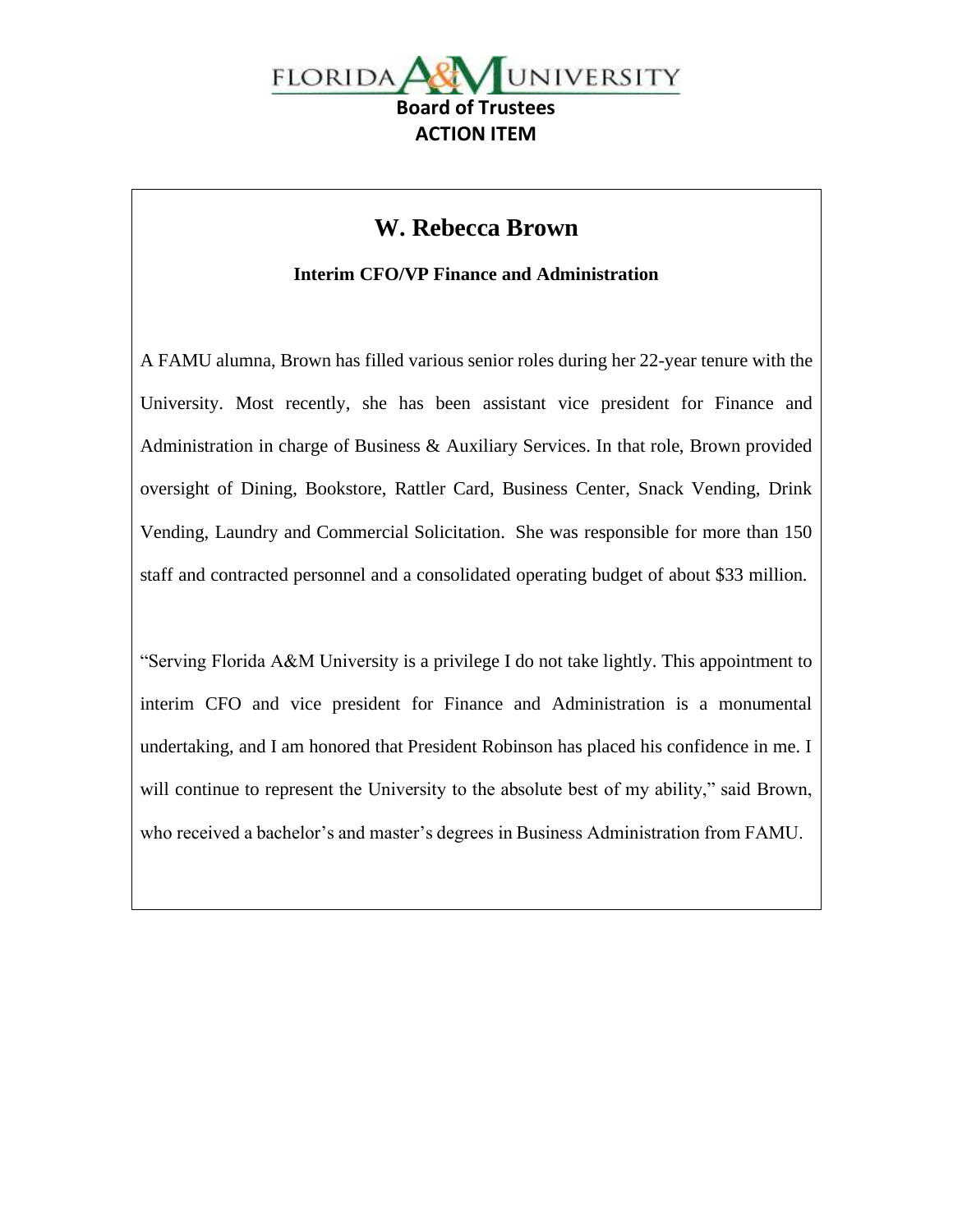FLORIDA A&M UNIVERSITY

**Board of Trustees**
**ACTION ITEM**

# W. Rebecca Brown

**Interim CFO/VP Finance and Administration**

A FAMU alumna, Brown has filled various senior roles during her 22-year tenure with the University. Most recently, she has been assistant vice president for Finance and Administration in charge of Business & Auxiliary Services. In that role, Brown provided oversight of Dining, Bookstore, Rattler Card, Business Center, Snack Vending, Drink Vending, Laundry and Commercial Solicitation. She was responsible for more than 150 staff and contracted personnel and a consolidated operating budget of about $33 million.

"Serving Florida A&M University is a privilege I do not take lightly. This appointment to interim CFO and vice president for Finance and Administration is a monumental undertaking, and I am honored that President Robinson has placed his confidence in me. I will continue to represent the University to the absolute best of my ability," said Brown, who received a bachelor's and master's degrees in Business Administration from FAMU.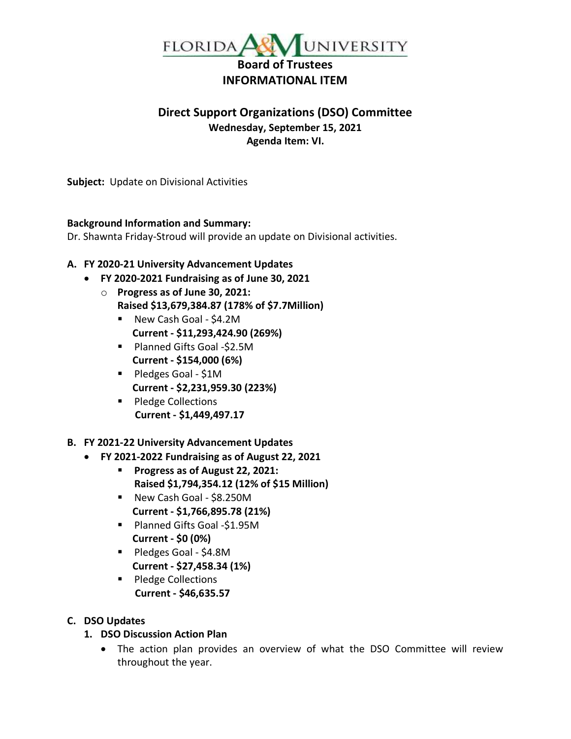FLORIDA A&M UNIVERSITY

**Board of Trustees**
**INFORMATIONAL ITEM**

## Direct Support Organizations (DSO) Committee

**Wednesday, September 15, 2021**
**Agenda Item: VI.**

**Subject:** Update on Divisional Activities

**Background Information and Summary:**
Dr. Shawnta Friday-Stroud will provide an update on Divisional activities.

**A. FY 2020-21 University Advancement Updates**

- **FY 2020-2021 Fundraising as of June 30, 2021**
  - **Progress as of June 30, 2021:**
    **Raised $13,679,384.87 (178% of $7.7Million)**
    - New Cash Goal - $4.2M
      **Current - $11,293,424.90 (269%)**
    - Planned Gifts Goal -$2.5M
      **Current - $154,000 (6%)**
    - Pledges Goal - $1M
      **Current - $2,231,959.30 (223%)**
    - Pledge Collections
      **Current - $1,449,497.17**

**B. FY 2021-22 University Advancement Updates**

- **FY 2021-2022 Fundraising as of August 22, 2021**
    - **Progress as of August 22, 2021:**
      **Raised $1,794,354.12 (12% of $15 Million)**
    - New Cash Goal - $8.250M
      **Current - $1,766,895.78 (21%)**
    - Planned Gifts Goal -$1.95M
      **Current - $0 (0%)**
    - Pledges Goal - $4.8M
      **Current - $27,458.34 (1%)**
    - Pledge Collections
      **Current - $46,635.57**

**C. DSO Updates**

**1. DSO Discussion Action Plan**

- The action plan provides an overview of what the DSO Committee will review throughout the year.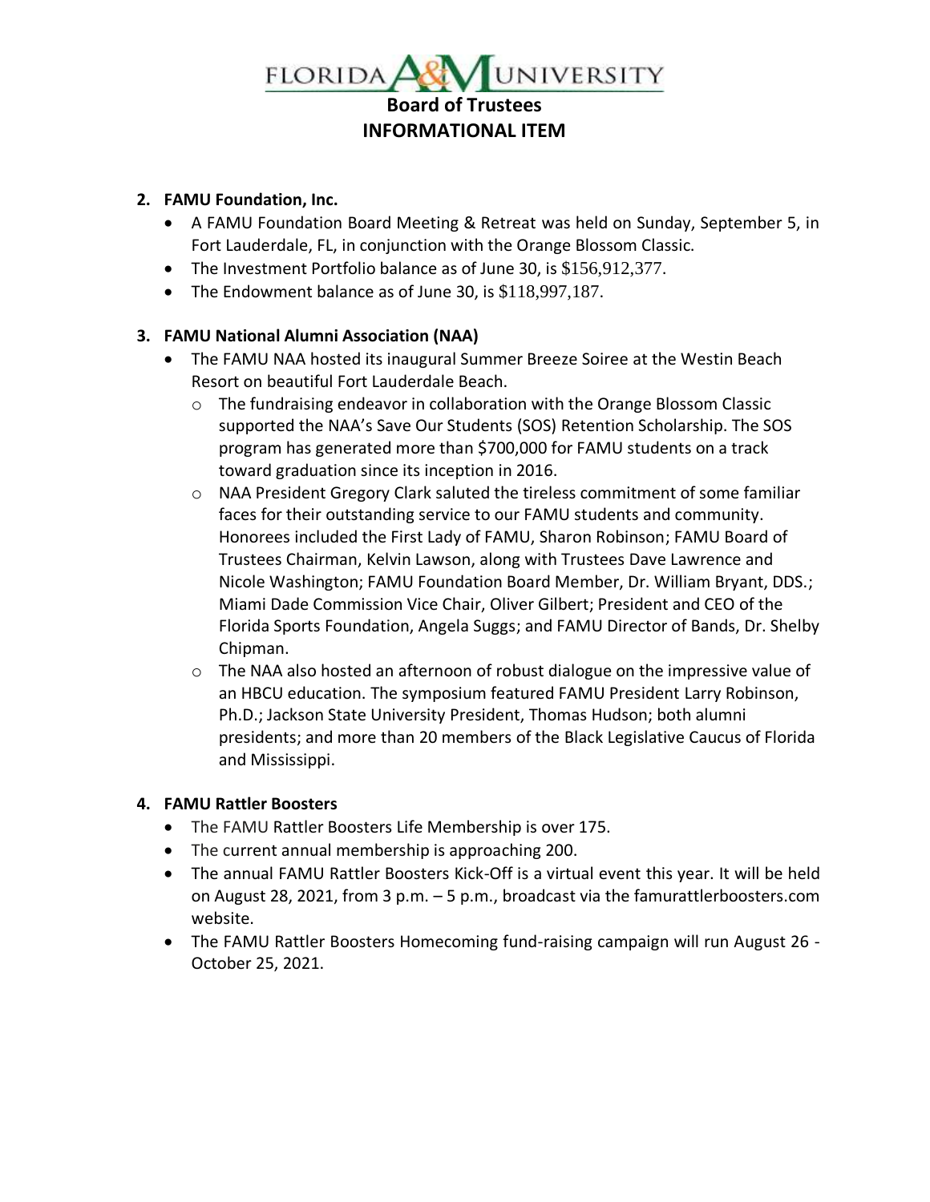# FLORIDA A&M UNIVERSITY

## Board of Trustees
## INFORMATIONAL ITEM

**2. FAMU Foundation, Inc.**

- A FAMU Foundation Board Meeting & Retreat was held on Sunday, September 5, in Fort Lauderdale, FL, in conjunction with the Orange Blossom Classic.
- The Investment Portfolio balance as of June 30, is $156,912,377.
- The Endowment balance as of June 30, is $118,997,187.

**3. FAMU National Alumni Association (NAA)**

- The FAMU NAA hosted its inaugural Summer Breeze Soiree at the Westin Beach Resort on beautiful Fort Lauderdale Beach.
  - The fundraising endeavor in collaboration with the Orange Blossom Classic supported the NAA's Save Our Students (SOS) Retention Scholarship. The SOS program has generated more than $700,000 for FAMU students on a track toward graduation since its inception in 2016.
  - NAA President Gregory Clark saluted the tireless commitment of some familiar faces for their outstanding service to our FAMU students and community. Honorees included the First Lady of FAMU, Sharon Robinson; FAMU Board of Trustees Chairman, Kelvin Lawson, along with Trustees Dave Lawrence and Nicole Washington; FAMU Foundation Board Member, Dr. William Bryant, DDS.; Miami Dade Commission Vice Chair, Oliver Gilbert; President and CEO of the Florida Sports Foundation, Angela Suggs; and FAMU Director of Bands, Dr. Shelby Chipman.
  - The NAA also hosted an afternoon of robust dialogue on the impressive value of an HBCU education. The symposium featured FAMU President Larry Robinson, Ph.D.; Jackson State University President, Thomas Hudson; both alumni presidents; and more than 20 members of the Black Legislative Caucus of Florida and Mississippi.

**4. FAMU Rattler Boosters**

- The FAMU Rattler Boosters Life Membership is over 175.
- The current annual membership is approaching 200.
- The annual FAMU Rattler Boosters Kick-Off is a virtual event this year. It will be held on August 28, 2021, from 3 p.m. – 5 p.m., broadcast via the famurattlerboosters.com website.
- The FAMU Rattler Boosters Homecoming fund-raising campaign will run August 26 - October 25, 2021.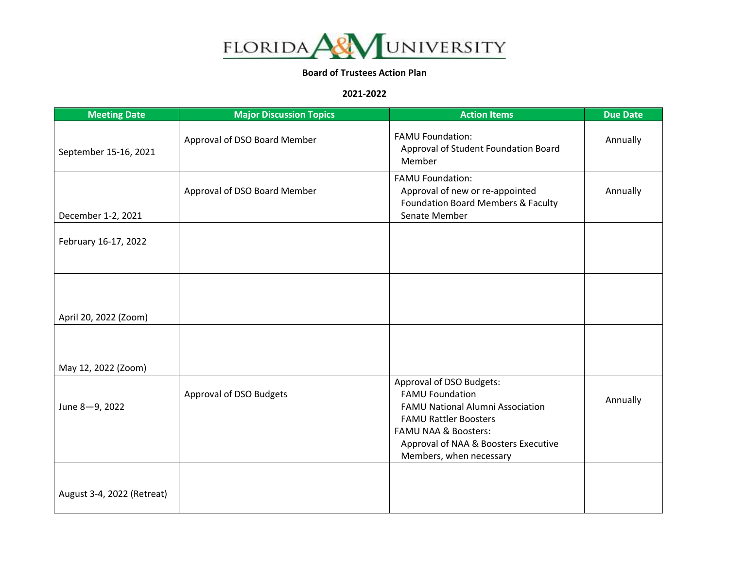FLORIDA A&M UNIVERSITY

**Board of Trustees Action Plan**

**2021-2022**

| Meeting Date | Major Discussion Topics | Action Items | Due Date |
| --- | --- | --- | --- |
| September 15-16, 2021 | Approval of DSO Board Member | FAMU Foundation: Approval of Student Foundation Board Member | Annually |
| December 1-2, 2021 | Approval of DSO Board Member | FAMU Foundation: Approval of new or re-appointed Foundation Board Members & Faculty Senate Member | Annually |
| February 16-17, 2022 | | | |
| April 20, 2022 (Zoom) | | | |
| May 12, 2022 (Zoom) | | | |
| June 8—9, 2022 | Approval of DSO Budgets | Approval of DSO Budgets: FAMU Foundation, FAMU National Alumni Association, FAMU Rattler Boosters<br>FAMU NAA & Boosters: Approval of NAA & Boosters Executive Members, when necessary | Annually |
| August 3-4, 2022 (Retreat) | | | |